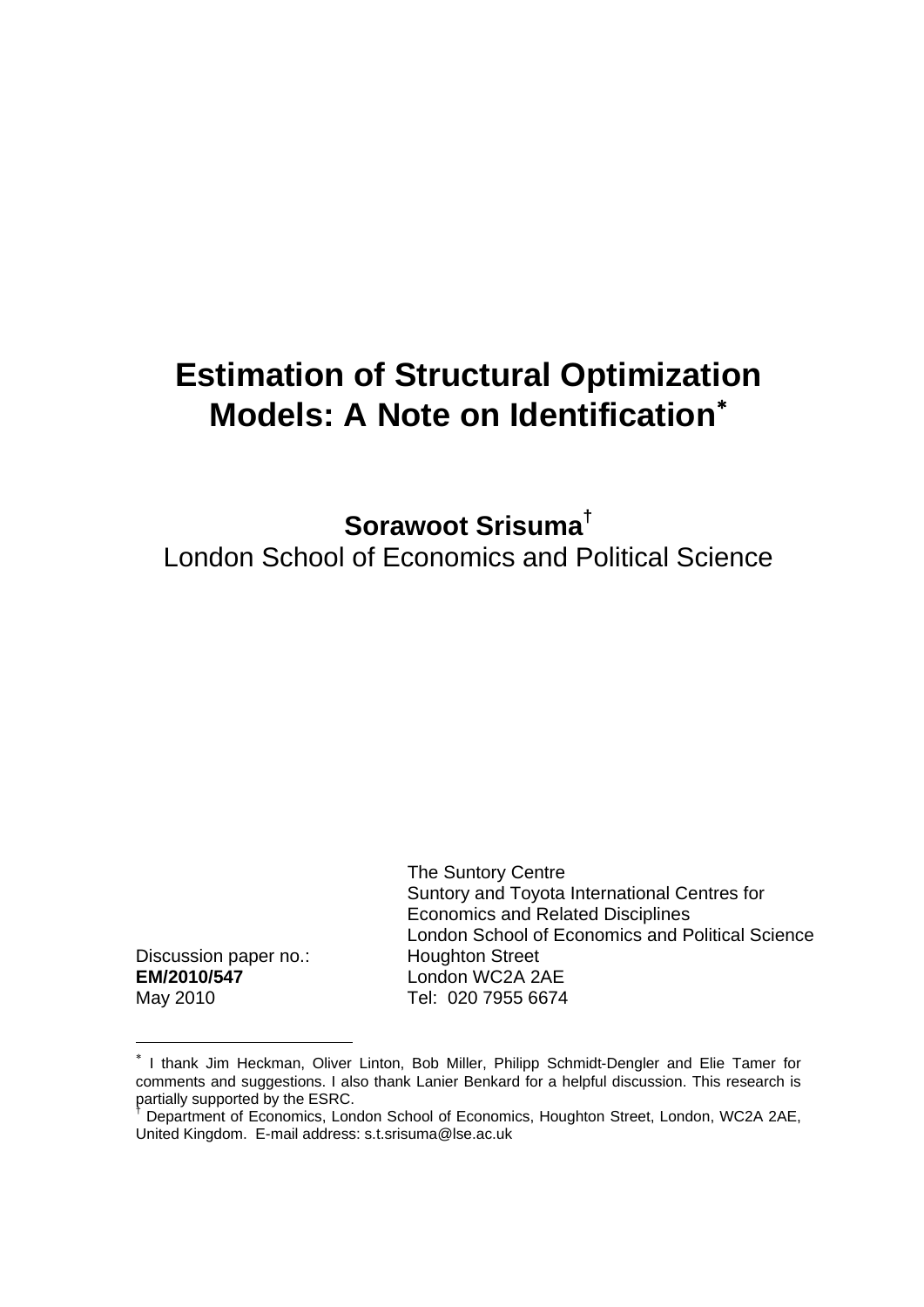# Estimation of Structural Optimization Models: A Note on Identification[*]

**Sorawoot Srisuma**[†]
London School of Economics and Political Science

Discussion paper no.:
**EM/2010/547**
May 2010

The Suntory Centre
Suntory and Toyota International Centres for Economics and Related Disciplines
London School of Economics and Political Science
Houghton Street
London WC2A 2AE
Tel: 020 7955 6674

---

[*] I thank Jim Heckman, Oliver Linton, Bob Miller, Philipp Schmidt-Dengler and Elie Tamer for comments and suggestions. I also thank Lanier Benkard for a helpful discussion. This research is partially supported by the ESRC.

[†] Department of Economics, London School of Economics, Houghton Street, London, WC2A 2AE, United Kingdom. E-mail address: s.t.srisuma@lse.ac.uk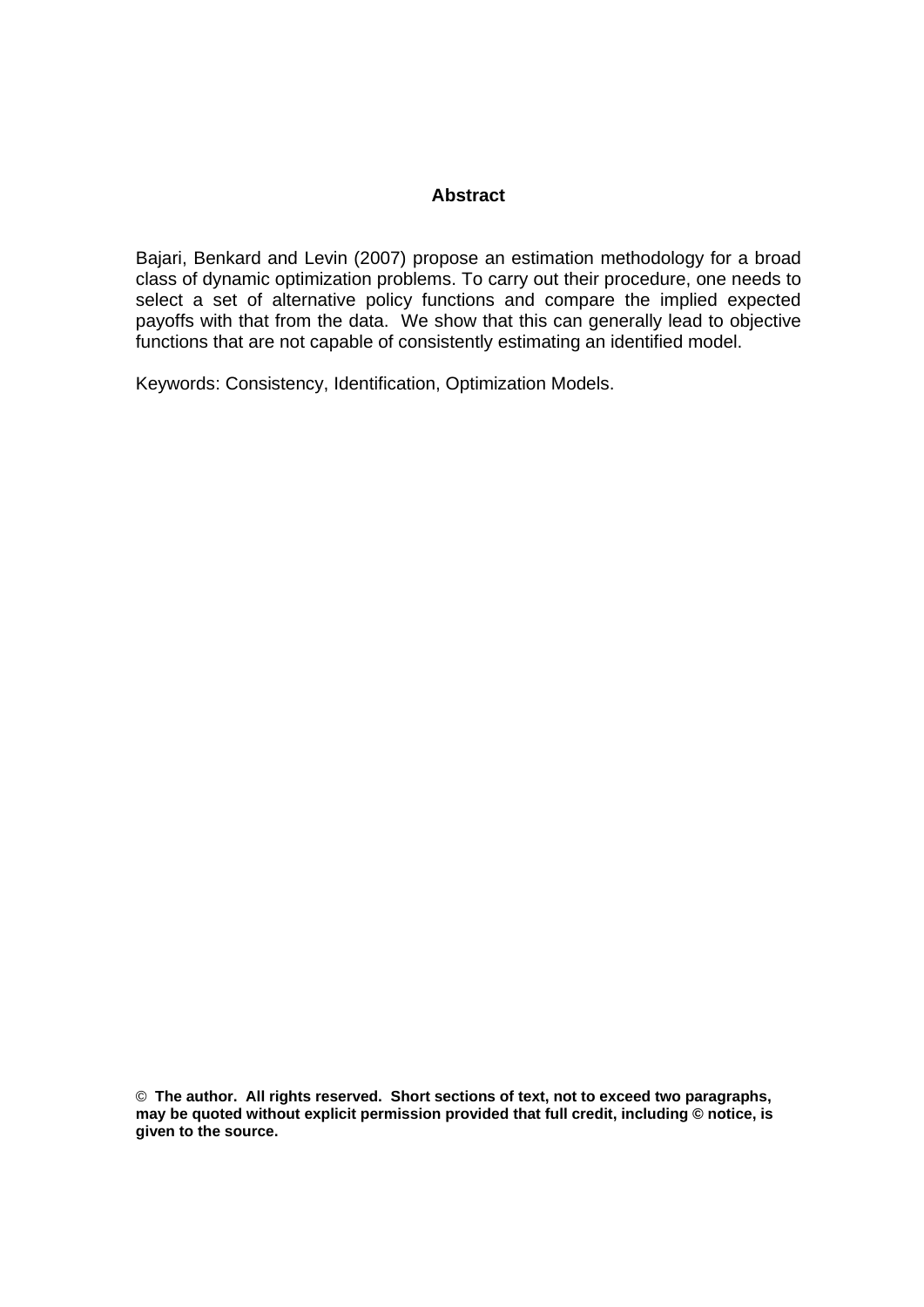## Abstract

Bajari, Benkard and Levin (2007) propose an estimation methodology for a broad class of dynamic optimization problems. To carry out their procedure, one needs to select a set of alternative policy functions and compare the implied expected payoffs with that from the data. We show that this can generally lead to objective functions that are not capable of consistently estimating an identified model.

Keywords: Consistency, Identification, Optimization Models.

**© The author. All rights reserved. Short sections of text, not to exceed two paragraphs, may be quoted without explicit permission provided that full credit, including © notice, is given to the source.**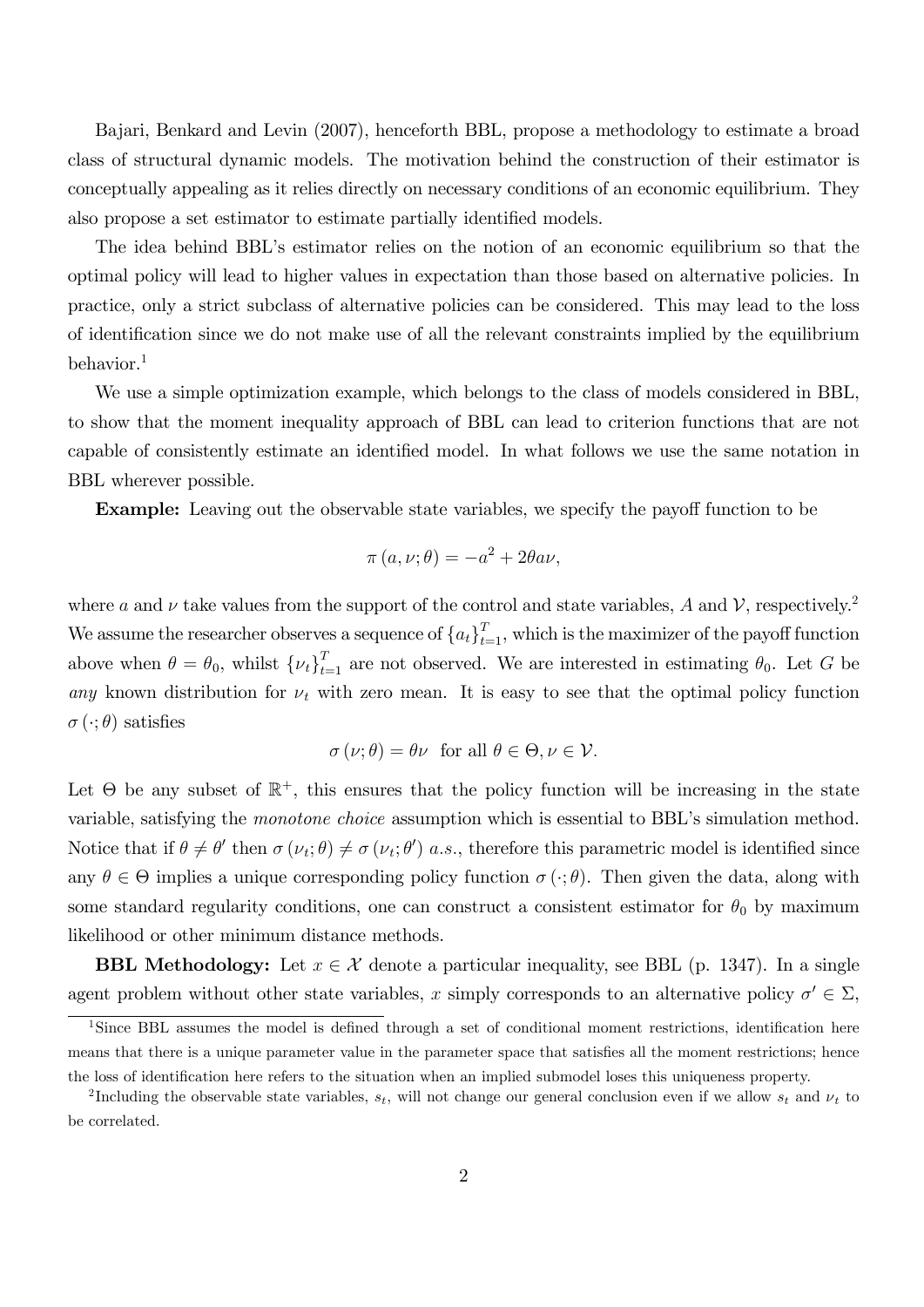Bajari, Benkard and Levin (2007), henceforth BBL, propose a methodology to estimate a broad class of structural dynamic models. The motivation behind the construction of their estimator is conceptually appealing as it relies directly on necessary conditions of an economic equilibrium. They also propose a set estimator to estimate partially identified models.

The idea behind BBL's estimator relies on the notion of an economic equilibrium so that the optimal policy will lead to higher values in expectation than those based on alternative policies. In practice, only a strict subclass of alternative policies can be considered. This may lead to the loss of identification since we do not make use of all the relevant constraints implied by the equilibrium behavior.[1]

We use a simple optimization example, which belongs to the class of models considered in BBL, to show that the moment inequality approach of BBL can lead to criterion functions that are not capable of consistently estimate an identified model. In what follows we use the same notation in BBL wherever possible.

**Example:** Leaving out the observable state variables, we specify the payoff function to be

$$\pi(a, \nu; \theta) = -a^2 + 2\theta a \nu,$$

where $a$ and $\nu$ take values from the support of the control and state variables, $A$ and $\mathcal{V}$, respectively.[2] We assume the researcher observes a sequence of $\{a_t\}_{t=1}^T$, which is the maximizer of the payoff function above when $\theta = \theta_0$, whilst $\{\nu_t\}_{t=1}^T$ are not observed. We are interested in estimating $\theta_0$. Let $G$ be *any* known distribution for $\nu_t$ with zero mean. It is easy to see that the optimal policy function $\sigma(\cdot; \theta)$ satisfies

$$\sigma(\nu; \theta) = \theta\nu \quad \text{for all } \theta \in \Theta, \nu \in \mathcal{V}.$$

Let $\Theta$ be any subset of $\mathbb{R}^+$, this ensures that the policy function will be increasing in the state variable, satisfying the *monotone choice* assumption which is essential to BBL's simulation method. Notice that if $\theta \neq \theta'$ then $\sigma(\nu_t; \theta) \neq \sigma(\nu_t; \theta')$ *a.s.*, therefore this parametric model is identified since any $\theta \in \Theta$ implies a unique corresponding policy function $\sigma(\cdot; \theta)$. Then given the data, along with some standard regularity conditions, one can construct a consistent estimator for $\theta_0$ by maximum likelihood or other minimum distance methods.

**BBL Methodology:** Let $x \in \mathcal{X}$ denote a particular inequality, see BBL (p. 1347). In a single agent problem without other state variables, $x$ simply corresponds to an alternative policy $\sigma' \in \Sigma$,

[1] Since BBL assumes the model is defined through a set of conditional moment restrictions, identification here means that there is a unique parameter value in the parameter space that satisfies all the moment restrictions; hence the loss of identification here refers to the situation when an implied submodel loses this uniqueness property.

[2] Including the observable state variables, $s_t$, will not change our general conclusion even if we allow $s_t$ and $\nu_t$ to be correlated.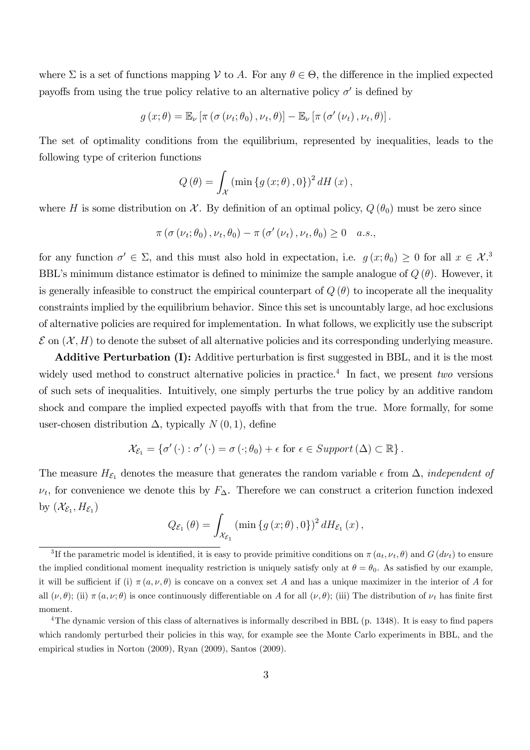where $\Sigma$ is a set of functions mapping $\mathcal{V}$ to $A$. For any $\theta \in \Theta$, the difference in the implied expected payoffs from using the true policy relative to an alternative policy $\sigma'$ is defined by

$$g(x;\theta) = \mathbb{E}_{\nu}\left[\pi\left(\sigma\left(\nu_t;\theta_0\right), \nu_t, \theta\right)\right] - \mathbb{E}_{\nu}\left[\pi\left(\sigma'\left(\nu_t\right), \nu_t, \theta\right)\right].$$

The set of optimality conditions from the equilibrium, represented by inequalities, leads to the following type of criterion functions

$$Q(\theta) = \int_{\mathcal{X}} \left(\min\left\{g(x;\theta), 0\right\}\right)^2 dH(x),$$

where $H$ is some distribution on $\mathcal{X}$. By definition of an optimal policy, $Q(\theta_0)$ must be zero since

$$\pi\left(\sigma\left(\nu_t;\theta_0\right), \nu_t, \theta_0\right) - \pi\left(\sigma'\left(\nu_t\right), \nu_t, \theta_0\right) \geq 0 \quad a.s.,$$

for any function $\sigma' \in \Sigma$, and this must also hold in expectation, i.e. $g(x;\theta_0) \geq 0$ for all $x \in \mathcal{X}$.[3] BBL's minimum distance estimator is defined to minimize the sample analogue of $Q(\theta)$. However, it is generally infeasible to construct the empirical counterpart of $Q(\theta)$ to incoperate all the inequality constraints implied by the equilibrium behavior. Since this set is uncountably large, ad hoc exclusions of alternative policies are required for implementation. In what follows, we explicitly use the subscript $\mathcal{E}$ on $(\mathcal{X}, H)$ to denote the subset of all alternative policies and its corresponding underlying measure.

**Additive Perturbation (I):** Additive perturbation is first suggested in BBL, and it is the most widely used method to construct alternative policies in practice.[4] In fact, we present *two* versions of such sets of inequalities. Intuitively, one simply perturbs the true policy by an additive random shock and compare the implied expected payoffs with that from the true. More formally, for some user-chosen distribution $\Delta$, typically $N(0,1)$, define

$$\mathcal{X}_{\mathcal{E}_1} = \left\{\sigma'(\cdot) : \sigma'(\cdot) = \sigma(\cdot;\theta_0) + \epsilon \text{ for } \epsilon \in Support(\Delta) \subset \mathbb{R}\right\}.$$

The measure $H_{\mathcal{E}_1}$ denotes the measure that generates the random variable $\epsilon$ from $\Delta$, *independent of* $\nu_t$, for convenience we denote this by $F_\Delta$. Therefore we can construct a criterion function indexed by $(\mathcal{X}_{\mathcal{E}_1}, H_{\mathcal{E}_1})$

$$Q_{\mathcal{E}_1}(\theta) = \int_{\mathcal{X}_{\mathcal{E}_1}} \left(\min\left\{g(x;\theta), 0\right\}\right)^2 dH_{\mathcal{E}_1}(x),$$

---

[3] If the parametric model is identified, it is easy to provide primitive conditions on $\pi(a_t, \nu_t, \theta)$ and $G(d\nu_t)$ to ensure the implied conditional moment inequality restriction is uniquely satisfy only at $\theta = \theta_0$. As satisfied by our example, it will be sufficient if (i) $\pi(a, \nu, \theta)$ is concave on a convex set $A$ and has a unique maximizer in the interior of $A$ for all $(\nu, \theta)$; (ii) $\pi(a, \nu; \theta)$ is once continuously differentiable on $A$ for all $(\nu, \theta)$; (iii) The distribution of $\nu_t$ has finite first moment.

[4] The dynamic version of this class of alternatives is informally described in BBL (p. 1348). It is easy to find papers which randomly perturbed their policies in this way, for example see the Monte Carlo experiments in BBL, and the empirical studies in Norton (2009), Ryan (2009), Santos (2009).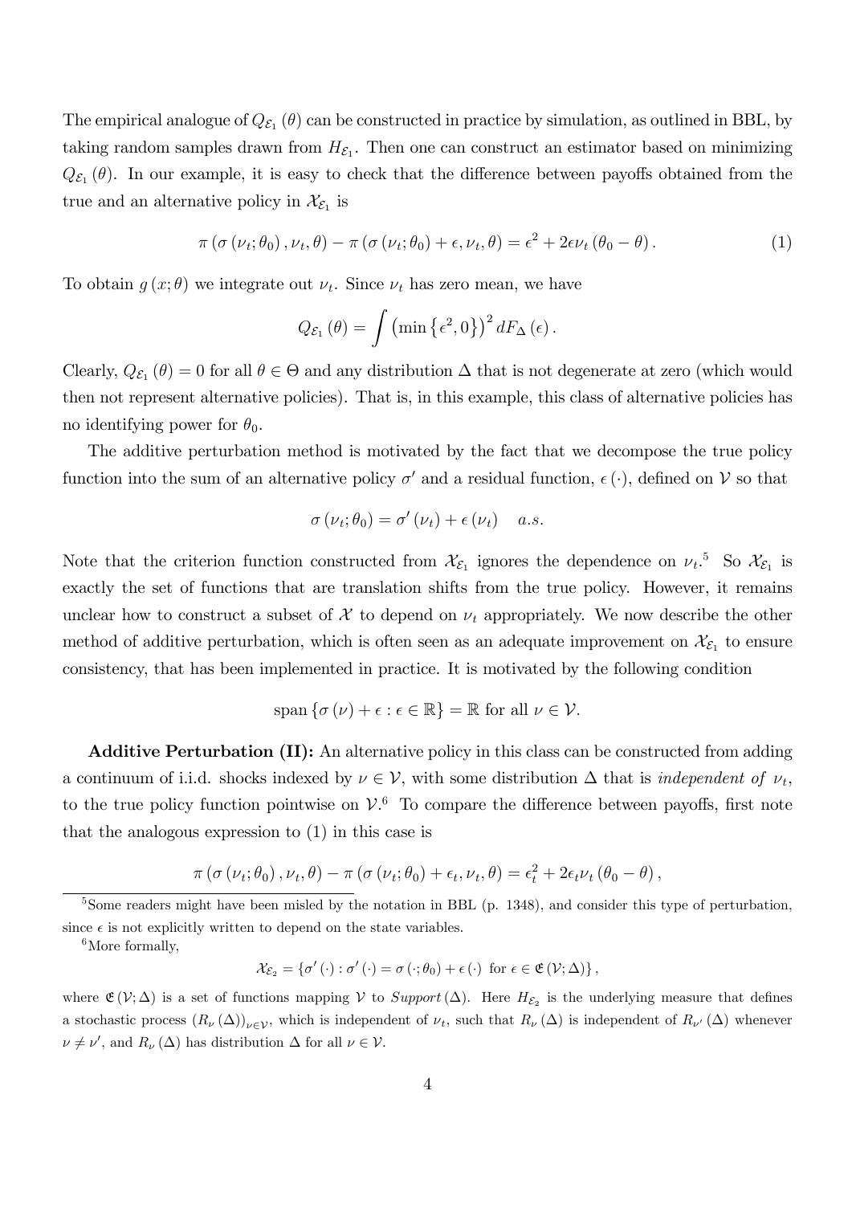The empirical analogue of $Q_{\mathcal{E}_1}(\theta)$ can be constructed in practice by simulation, as outlined in BBL, by taking random samples drawn from $H_{\mathcal{E}_1}$. Then one can construct an estimator based on minimizing $Q_{\mathcal{E}_1}(\theta)$. In our example, it is easy to check that the difference between payoffs obtained from the true and an alternative policy in $\mathcal{X}_{\mathcal{E}_1}$ is

$$\pi(\sigma(\nu_t;\theta_0),\nu_t,\theta) - \pi(\sigma(\nu_t;\theta_0)+\epsilon,\nu_t,\theta) = \epsilon^2 + 2\epsilon\nu_t(\theta_0-\theta). \tag{1}$$

To obtain $g(x;\theta)$ we integrate out $\nu_t$. Since $\nu_t$ has zero mean, we have

$$Q_{\mathcal{E}_1}(\theta) = \int \left(\min\left\{\epsilon^2, 0\right\}\right)^2 dF_{\Delta}(\epsilon).$$

Clearly, $Q_{\mathcal{E}_1}(\theta) = 0$ for all $\theta \in \Theta$ and any distribution $\Delta$ that is not degenerate at zero (which would then not represent alternative policies). That is, in this example, this class of alternative policies has no identifying power for $\theta_0$.

The additive perturbation method is motivated by the fact that we decompose the true policy function into the sum of an alternative policy $\sigma'$ and a residual function, $\epsilon(\cdot)$, defined on $\mathcal{V}$ so that

$$\sigma(\nu_t;\theta_0) = \sigma'(\nu_t) + \epsilon(\nu_t) \quad a.s.$$

Note that the criterion function constructed from $\mathcal{X}_{\mathcal{E}_1}$ ignores the dependence on $\nu_t$.[5] So $\mathcal{X}_{\mathcal{E}_1}$ is exactly the set of functions that are translation shifts from the true policy. However, it remains unclear how to construct a subset of $\mathcal{X}$ to depend on $\nu_t$ appropriately. We now describe the other method of additive perturbation, which is often seen as an adequate improvement on $\mathcal{X}_{\mathcal{E}_1}$ to ensure consistency, that has been implemented in practice. It is motivated by the following condition

$$\text{span}\left\{\sigma(\nu) + \epsilon : \epsilon \in \mathbb{R}\right\} = \mathbb{R} \text{ for all } \nu \in \mathcal{V}.$$

**Additive Perturbation (II):** An alternative policy in this class can be constructed from adding a continuum of i.i.d. shocks indexed by $\nu \in \mathcal{V}$, with some distribution $\Delta$ that is *independent of* $\nu_t$, to the true policy function pointwise on $\mathcal{V}$.[6] To compare the difference between payoffs, first note that the analogous expression to (1) in this case is

$$\pi(\sigma(\nu_t;\theta_0),\nu_t,\theta) - \pi(\sigma(\nu_t;\theta_0)+\epsilon_t,\nu_t,\theta) = \epsilon_t^2 + 2\epsilon_t\nu_t(\theta_0-\theta),$$

[5] Some readers might have been misled by the notation in BBL (p. 1348), and consider this type of perturbation, since $\epsilon$ is not explicitly written to depend on the state variables.

[6] More formally,

$$\mathcal{X}_{\mathcal{E}_2} = \left\{\sigma'(\cdot) : \sigma'(\cdot) = \sigma(\cdot;\theta_0) + \epsilon(\cdot) \text{ for } \epsilon \in \mathfrak{E}(\mathcal{V};\Delta)\right\},$$

where $\mathfrak{E}(\mathcal{V};\Delta)$ is a set of functions mapping $\mathcal{V}$ to $Support(\Delta)$. Here $H_{\mathcal{E}_2}$ is the underlying measure that defines a stochastic process $(R_\nu(\Delta))_{\nu\in\mathcal{V}}$, which is independent of $\nu_t$, such that $R_\nu(\Delta)$ is independent of $R_{\nu'}(\Delta)$ whenever $\nu \neq \nu'$, and $R_\nu(\Delta)$ has distribution $\Delta$ for all $\nu \in \mathcal{V}$.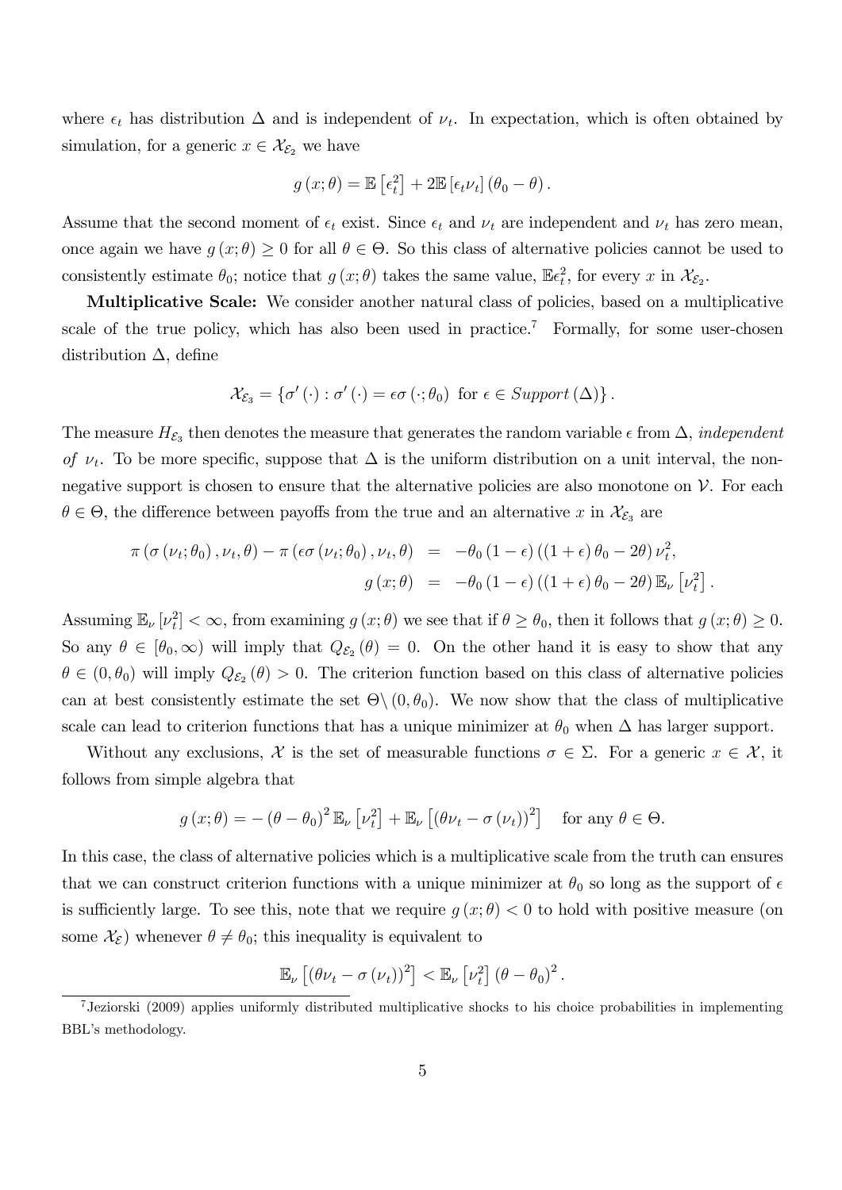where $\epsilon_t$ has distribution $\Delta$ and is independent of $\nu_t$. In expectation, which is often obtained by simulation, for a generic $x \in \mathcal{X}_{\mathcal{E}_2}$ we have

$$g(x;\theta) = \mathbb{E}\left[\epsilon_t^2\right] + 2\mathbb{E}\left[\epsilon_t \nu_t\right](\theta_0 - \theta).$$

Assume that the second moment of $\epsilon_t$ exist. Since $\epsilon_t$ and $\nu_t$ are independent and $\nu_t$ has zero mean, once again we have $g(x;\theta) \geq 0$ for all $\theta \in \Theta$. So this class of alternative policies cannot be used to consistently estimate $\theta_0$; notice that $g(x;\theta)$ takes the same value, $\mathbb{E}\epsilon_t^2$, for every $x$ in $\mathcal{X}_{\mathcal{E}_2}$.

**Multiplicative Scale:** We consider another natural class of policies, based on a multiplicative scale of the true policy, which has also been used in practice.[7] Formally, for some user-chosen distribution $\Delta$, define

$$\mathcal{X}_{\mathcal{E}_3} = \left\{\sigma'(\cdot) : \sigma'(\cdot) = \epsilon\sigma(\cdot;\theta_0) \text{ for } \epsilon \in Support(\Delta)\right\}.$$

The measure $H_{\mathcal{E}_3}$ then denotes the measure that generates the random variable $\epsilon$ from $\Delta$, *independent of* $\nu_t$. To be more specific, suppose that $\Delta$ is the uniform distribution on a unit interval, the non-negative support is chosen to ensure that the alternative policies are also monotone on $\mathcal{V}$. For each $\theta \in \Theta$, the difference between payoffs from the true and an alternative $x$ in $\mathcal{X}_{\mathcal{E}_3}$ are

$$\begin{aligned}
\pi(\sigma(\nu_t;\theta_0), \nu_t, \theta) - \pi(\epsilon\sigma(\nu_t;\theta_0), \nu_t, \theta) &= -\theta_0(1-\epsilon)((1+\epsilon)\theta_0 - 2\theta)\nu_t^2, \\
g(x;\theta) &= -\theta_0(1-\epsilon)((1+\epsilon)\theta_0 - 2\theta)\mathbb{E}_\nu\left[\nu_t^2\right].
\end{aligned}$$

Assuming $\mathbb{E}_\nu\left[\nu_t^2\right] < \infty$, from examining $g(x;\theta)$ we see that if $\theta \geq \theta_0$, then it follows that $g(x;\theta) \geq 0$. So any $\theta \in [\theta_0, \infty)$ will imply that $Q_{\mathcal{E}_2}(\theta) = 0$. On the other hand it is easy to show that any $\theta \in (0, \theta_0)$ will imply $Q_{\mathcal{E}_2}(\theta) > 0$. The criterion function based on this class of alternative policies can at best consistently estimate the set $\Theta \backslash (0, \theta_0)$. We now show that the class of multiplicative scale can lead to criterion functions that has a unique minimizer at $\theta_0$ when $\Delta$ has larger support.

Without any exclusions, $\mathcal{X}$ is the set of measurable functions $\sigma \in \Sigma$. For a generic $x \in \mathcal{X}$, it follows from simple algebra that

$$g(x;\theta) = -(\theta - \theta_0)^2 \mathbb{E}_\nu\left[\nu_t^2\right] + \mathbb{E}_\nu\left[(\theta\nu_t - \sigma(\nu_t))^2\right] \quad \text{for any } \theta \in \Theta.$$

In this case, the class of alternative policies which is a multiplicative scale from the truth can ensures that we can construct criterion functions with a unique minimizer at $\theta_0$ so long as the support of $\epsilon$ is sufficiently large. To see this, note that we require $g(x;\theta) < 0$ to hold with positive measure (on some $\mathcal{X}_{\mathcal{E}}$) whenever $\theta \neq \theta_0$; this inequality is equivalent to

$$\mathbb{E}_\nu\left[(\theta\nu_t - \sigma(\nu_t))^2\right] < \mathbb{E}_\nu\left[\nu_t^2\right](\theta - \theta_0)^2.$$

[7] Jeziorski (2009) applies uniformly distributed multiplicative shocks to his choice probabilities in implementing BBL's methodology.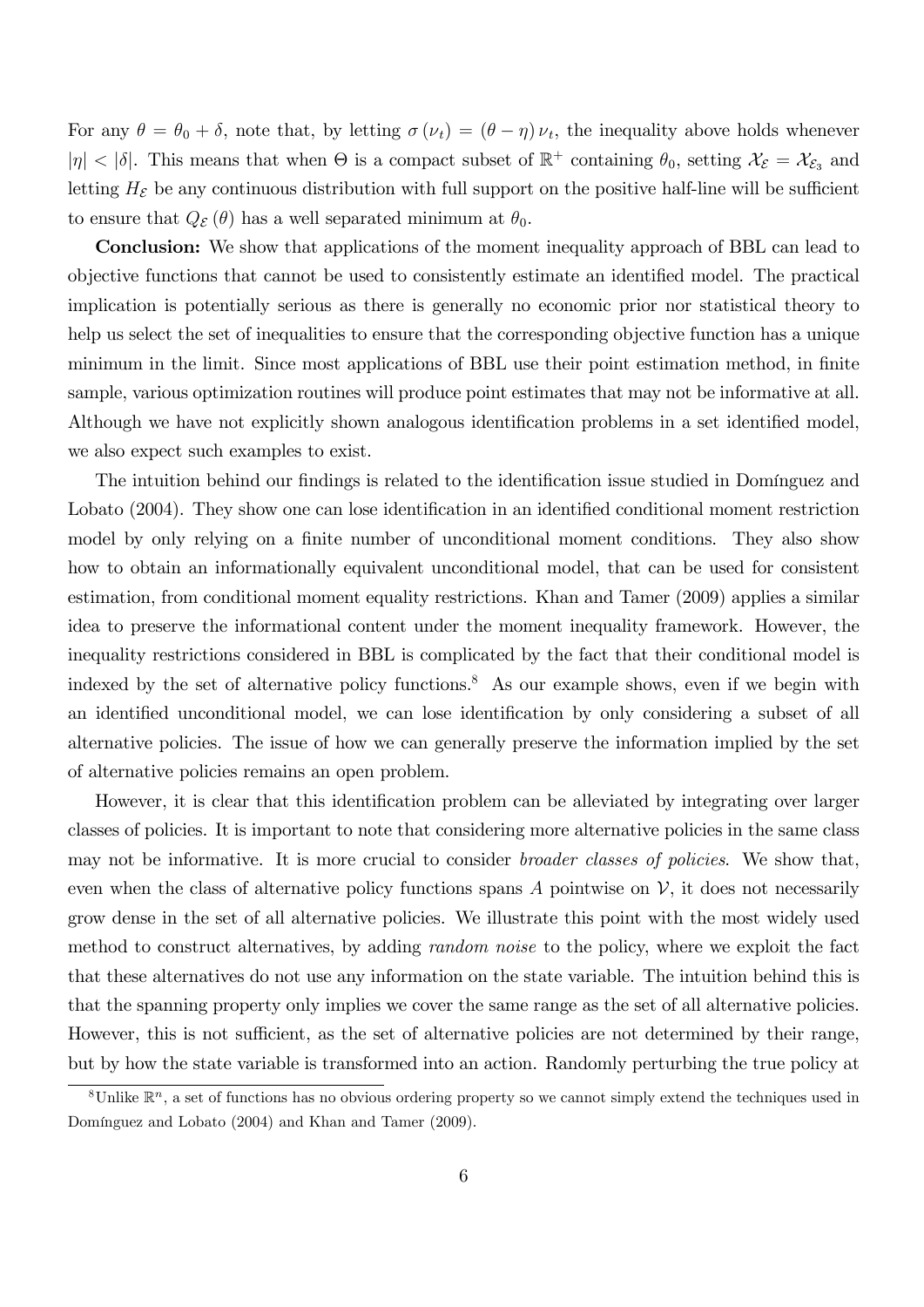For any $\theta = \theta_0 + \delta$, note that, by letting $\sigma(\nu_t) = (\theta - \eta)\nu_t$, the inequality above holds whenever $|\eta| < |\delta|$. This means that when $\Theta$ is a compact subset of $\mathbb{R}^+$ containing $\theta_0$, setting $\mathcal{X}_{\mathcal{E}} = \mathcal{X}_{\mathcal{E}_3}$ and letting $H_{\mathcal{E}}$ be any continuous distribution with full support on the positive half-line will be sufficient to ensure that $Q_{\mathcal{E}}(\theta)$ has a well separated minimum at $\theta_0$.

**Conclusion:** We show that applications of the moment inequality approach of BBL can lead to objective functions that cannot be used to consistently estimate an identified model. The practical implication is potentially serious as there is generally no economic prior nor statistical theory to help us select the set of inequalities to ensure that the corresponding objective function has a unique minimum in the limit. Since most applications of BBL use their point estimation method, in finite sample, various optimization routines will produce point estimates that may not be informative at all. Although we have not explicitly shown analogous identification problems in a set identified model, we also expect such examples to exist.

The intuition behind our findings is related to the identification issue studied in Domínguez and Lobato (2004). They show one can lose identification in an identified conditional moment restriction model by only relying on a finite number of unconditional moment conditions. They also show how to obtain an informationally equivalent unconditional model, that can be used for consistent estimation, from conditional moment equality restrictions. Khan and Tamer (2009) applies a similar idea to preserve the informational content under the moment inequality framework. However, the inequality restrictions considered in BBL is complicated by the fact that their conditional model is indexed by the set of alternative policy functions.[8] As our example shows, even if we begin with an identified unconditional model, we can lose identification by only considering a subset of all alternative policies. The issue of how we can generally preserve the information implied by the set of alternative policies remains an open problem.

However, it is clear that this identification problem can be alleviated by integrating over larger classes of policies. It is important to note that considering more alternative policies in the same class may not be informative. It is more crucial to consider *broader classes of policies*. We show that, even when the class of alternative policy functions spans $A$ pointwise on $\mathcal{V}$, it does not necessarily grow dense in the set of all alternative policies. We illustrate this point with the most widely used method to construct alternatives, by adding *random noise* to the policy, where we exploit the fact that these alternatives do not use any information on the state variable. The intuition behind this is that the spanning property only implies we cover the same range as the set of all alternative policies. However, this is not sufficient, as the set of alternative policies are not determined by their range, but by how the state variable is transformed into an action. Randomly perturbing the true policy at

[8] Unlike $\mathbb{R}^n$, a set of functions has no obvious ordering property so we cannot simply extend the techniques used in Domínguez and Lobato (2004) and Khan and Tamer (2009).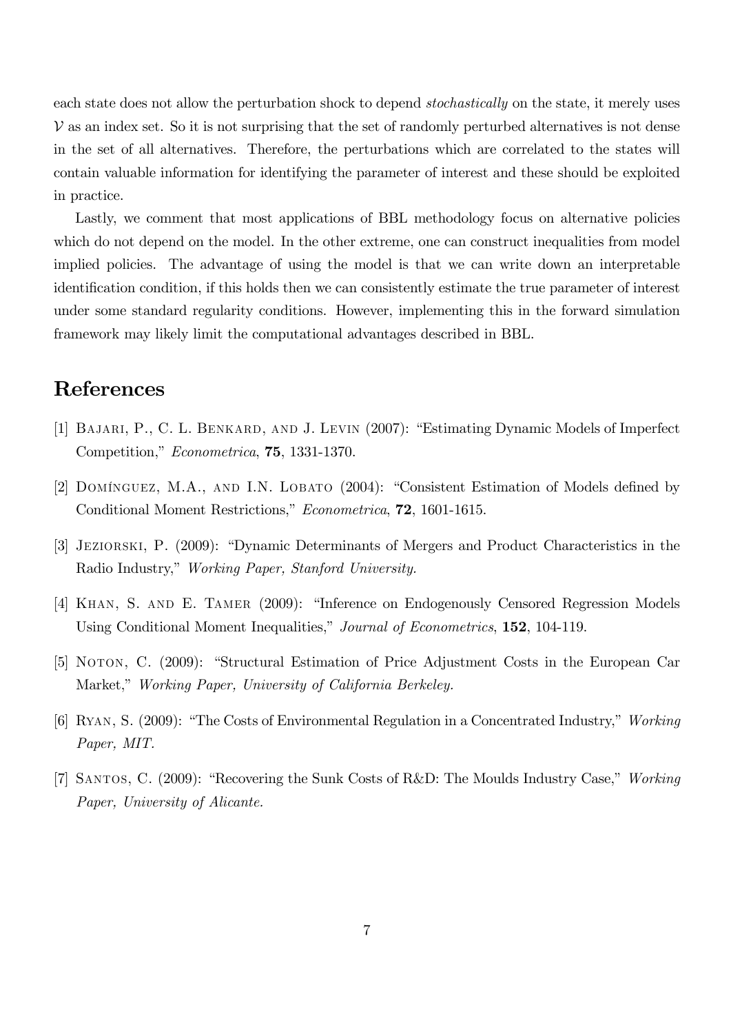each state does not allow the perturbation shock to depend *stochastically* on the state, it merely uses $\mathcal{V}$ as an index set. So it is not surprising that the set of randomly perturbed alternatives is not dense in the set of all alternatives. Therefore, the perturbations which are correlated to the states will contain valuable information for identifying the parameter of interest and these should be exploited in practice.

Lastly, we comment that most applications of BBL methodology focus on alternative policies which do not depend on the model. In the other extreme, one can construct inequalities from model implied policies. The advantage of using the model is that we can write down an interpretable identification condition, if this holds then we can consistently estimate the true parameter of interest under some standard regularity conditions. However, implementing this in the forward simulation framework may likely limit the computational advantages described in BBL.

# References

[1] Bajari, P., C. L. Benkard, and J. Levin (2007): "Estimating Dynamic Models of Imperfect Competition," *Econometrica*, **75**, 1331-1370.

[2] Domínguez, M.A., and I.N. Lobato (2004): "Consistent Estimation of Models defined by Conditional Moment Restrictions," *Econometrica*, **72**, 1601-1615.

[3] Jeziorski, P. (2009): "Dynamic Determinants of Mergers and Product Characteristics in the Radio Industry," *Working Paper, Stanford University.*

[4] Khan, S. and E. Tamer (2009): "Inference on Endogenously Censored Regression Models Using Conditional Moment Inequalities," *Journal of Econometrics*, **152**, 104-119.

[5] Noton, C. (2009): "Structural Estimation of Price Adjustment Costs in the European Car Market," *Working Paper, University of California Berkeley.*

[6] Ryan, S. (2009): "The Costs of Environmental Regulation in a Concentrated Industry," *Working Paper, MIT.*

[7] Santos, C. (2009): "Recovering the Sunk Costs of R&D: The Moulds Industry Case," *Working Paper, University of Alicante.*